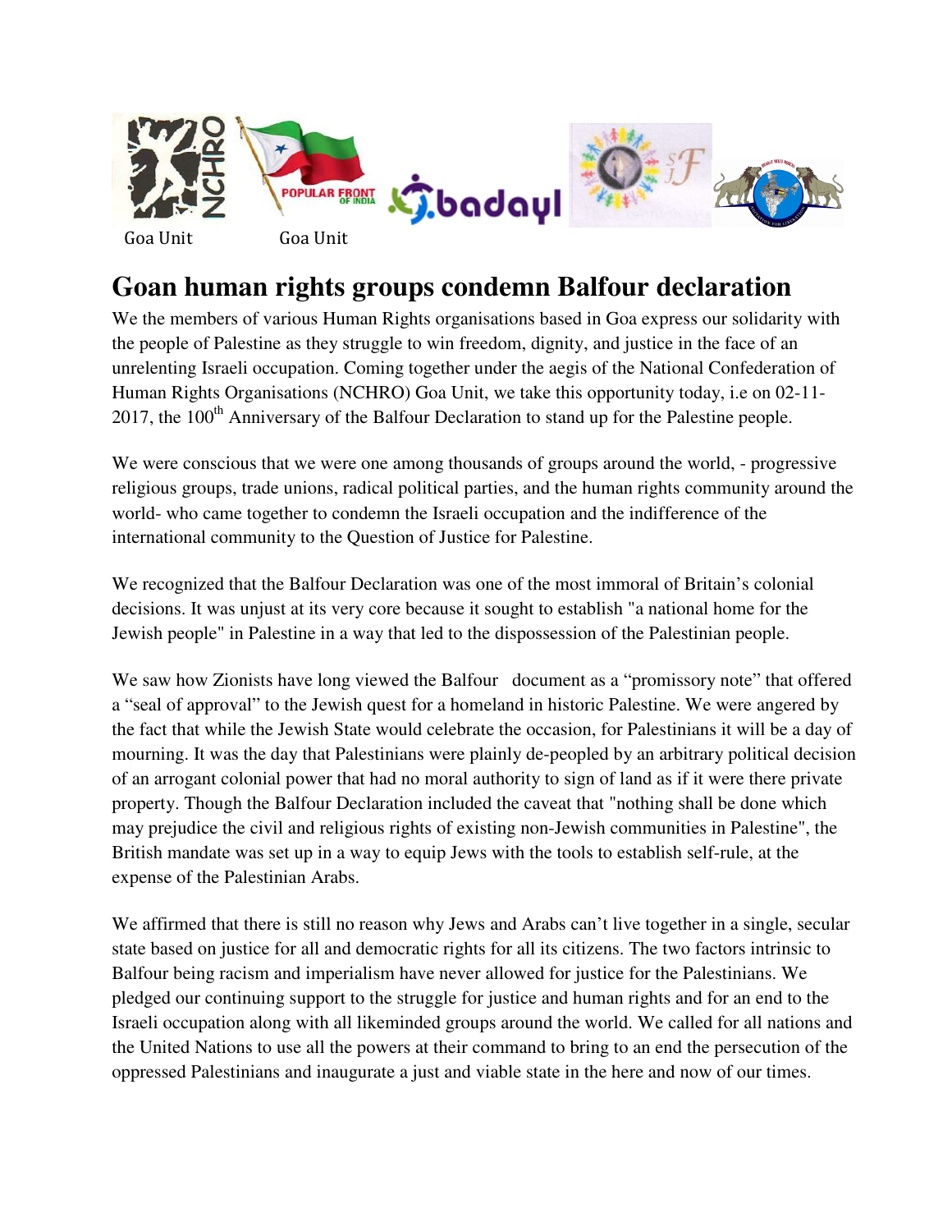Goa Unit Goa Unit

# Goan human rights groups condemn Balfour declaration

We the members of various Human Rights organisations based in Goa express our solidarity with the people of Palestine as they struggle to win freedom, dignity, and justice in the face of an unrelenting Israeli occupation. Coming together under the aegis of the National Confederation of Human Rights Organisations (NCHRO) Goa Unit, we take this opportunity today, i.e on 02-11-2017, the 100th Anniversary of the Balfour Declaration to stand up for the Palestine people.

We were conscious that we were one among thousands of groups around the world, - progressive religious groups, trade unions, radical political parties, and the human rights community around the world- who came together to condemn the Israeli occupation and the indifference of the international community to the Question of Justice for Palestine.

We recognized that the Balfour Declaration was one of the most immoral of Britain's colonial decisions. It was unjust at its very core because it sought to establish "a national home for the Jewish people" in Palestine in a way that led to the dispossession of the Palestinian people.

We saw how Zionists have long viewed the Balfour document as a "promissory note" that offered a "seal of approval" to the Jewish quest for a homeland in historic Palestine. We were angered by the fact that while the Jewish State would celebrate the occasion, for Palestinians it will be a day of mourning. It was the day that Palestinians were plainly de-peopled by an arbitrary political decision of an arrogant colonial power that had no moral authority to sign of land as if it were there private property. Though the Balfour Declaration included the caveat that "nothing shall be done which may prejudice the civil and religious rights of existing non-Jewish communities in Palestine", the British mandate was set up in a way to equip Jews with the tools to establish self-rule, at the expense of the Palestinian Arabs.

We affirmed that there is still no reason why Jews and Arabs can't live together in a single, secular state based on justice for all and democratic rights for all its citizens. The two factors intrinsic to Balfour being racism and imperialism have never allowed for justice for the Palestinians. We pledged our continuing support to the struggle for justice and human rights and for an end to the Israeli occupation along with all likeminded groups around the world. We called for all nations and the United Nations to use all the powers at their command to bring to an end the persecution of the oppressed Palestinians and inaugurate a just and viable state in the here and now of our times.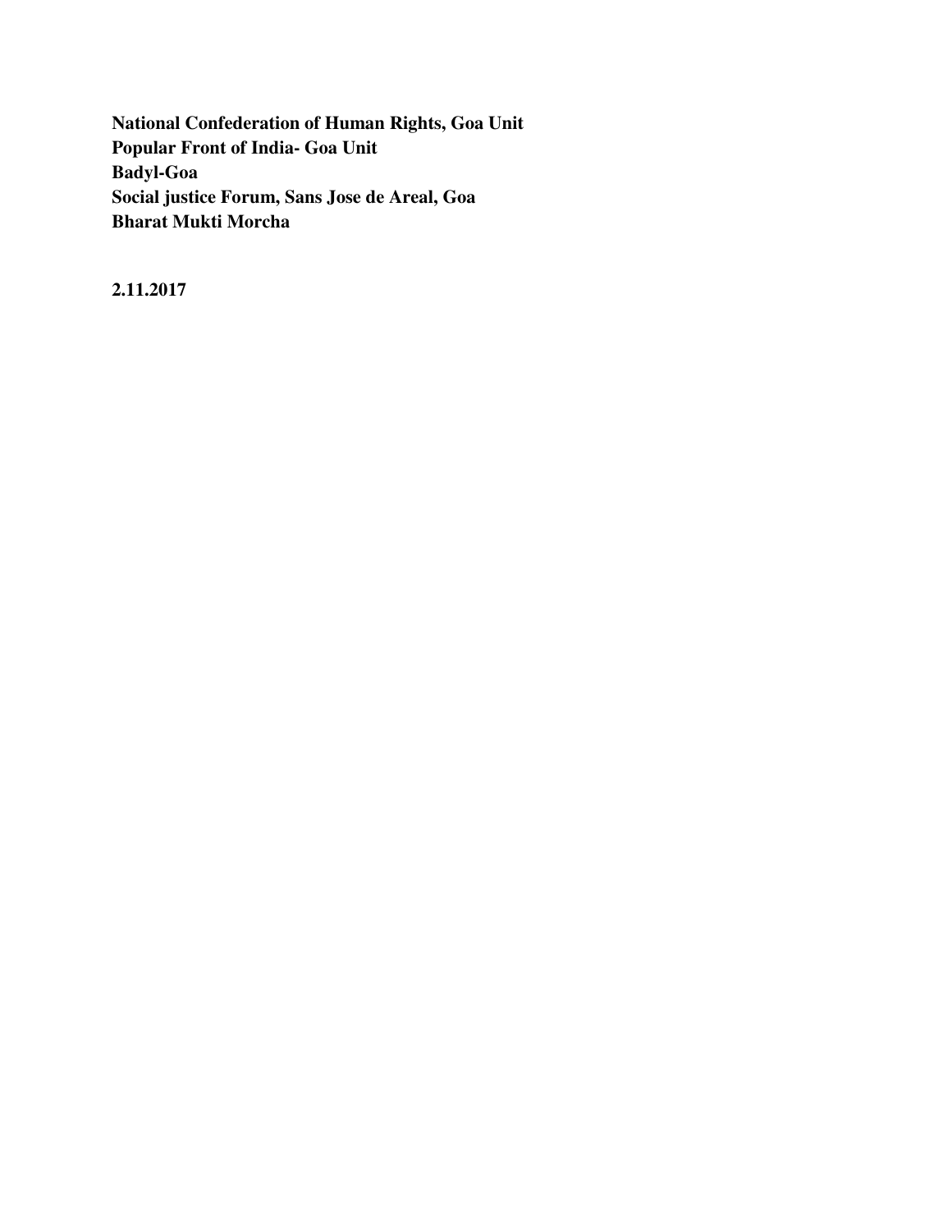**National Confederation of Human Rights, Goa Unit**
**Popular Front of India- Goa Unit**
**Badyl-Goa**
**Social justice Forum, Sans Jose de Areal, Goa**
**Bharat Mukti Morcha**

**2.11.2017**